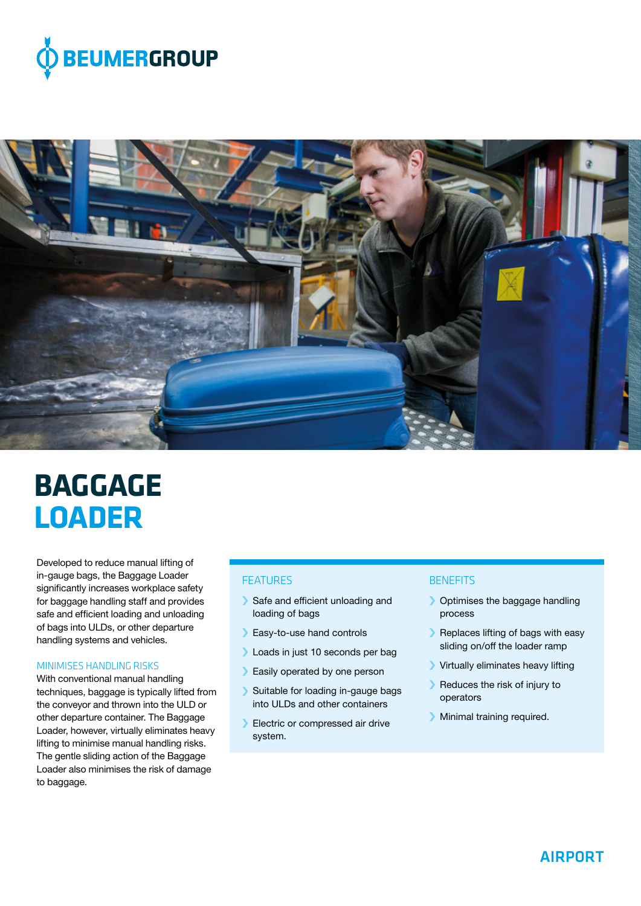BEUMERGROUP

# BAGGAGE LOADER

Developed to reduce manual lifting of in-gauge bags, the Baggage Loader significantly increases workplace safety for baggage handling staff and provides safe and efficient loading and unloading of bags into ULDs, or other departure handling systems and vehicles.

## MINIMISES HANDLING RISKS

With conventional manual handling techniques, baggage is typically lifted from the conveyor and thrown into the ULD or other departure container. The Baggage Loader, however, virtually eliminates heavy lifting to minimise manual handling risks. The gentle sliding action of the Baggage Loader also minimises the risk of damage to baggage.

## FEATURES

- Safe and efficient unloading and loading of bags
- Easy-to-use hand controls
- Loads in just 10 seconds per bag
- Easily operated by one person
- Suitable for loading in-gauge bags into ULDs and other containers
- Electric or compressed air drive system.

## BENEFITS

- Optimises the baggage handling process
- Replaces lifting of bags with easy sliding on/off the loader ramp
- Virtually eliminates heavy lifting
- Reduces the risk of injury to operators
- Minimal training required.

AIRPORT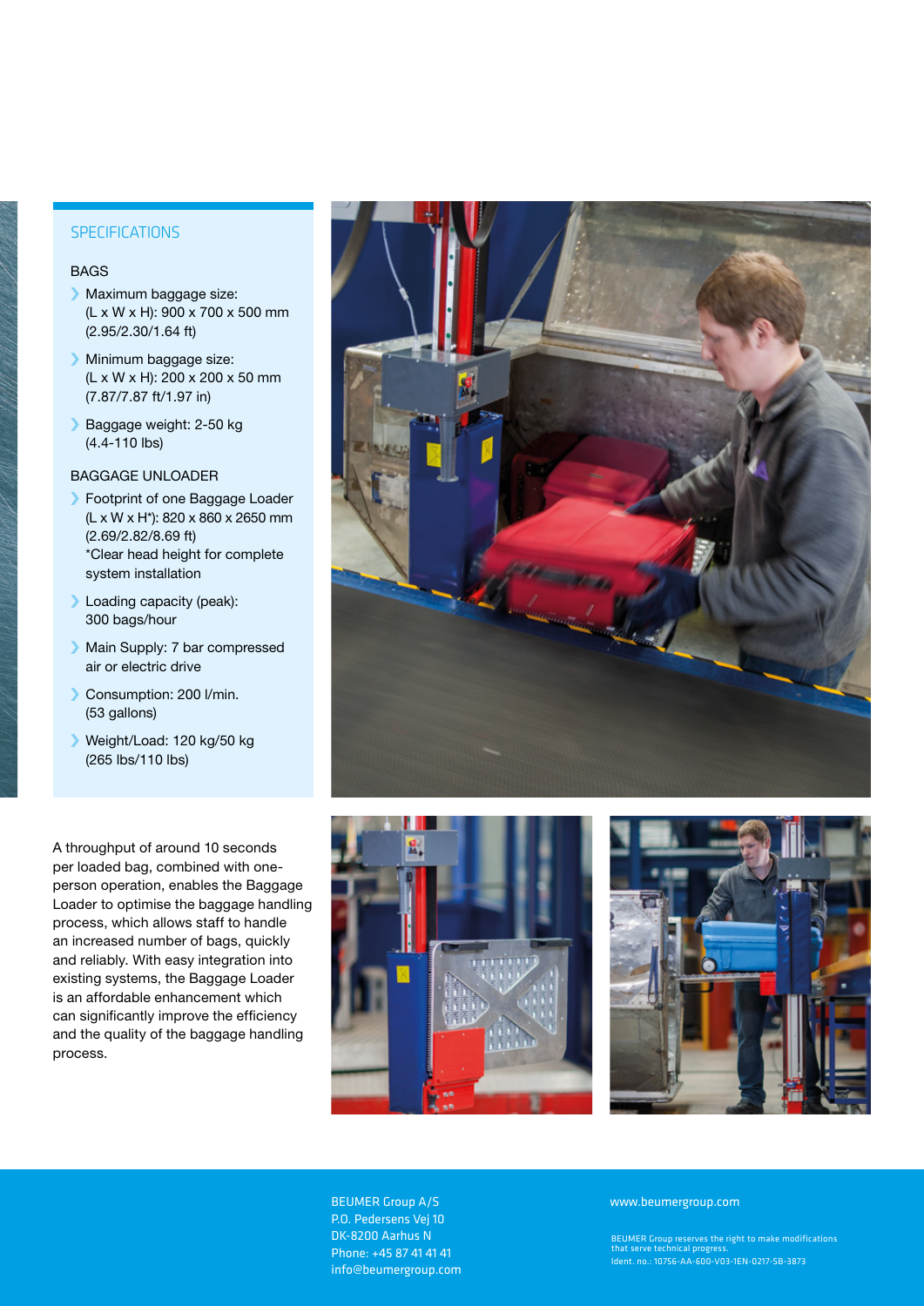## SPECIFICATIONS

### BAGS

- Maximum baggage size: (L x W x H): 900 x 700 x 500 mm (2.95/2.30/1.64 ft)
- Minimum baggage size: (L x W x H): 200 x 200 x 50 mm (7.87/7.87 ft/1.97 in)
- Baggage weight: 2-50 kg (4.4-110 lbs)

### BAGGAGE UNLOADER

- Footprint of one Baggage Loader (L x W x H*): 820 x 860 x 2650 mm (2.69/2.82/8.69 ft)
  *Clear head height for complete system installation
- Loading capacity (peak): 300 bags/hour
- Main Supply: 7 bar compressed air or electric drive
- Consumption: 200 l/min. (53 gallons)
- Weight/Load: 120 kg/50 kg (265 lbs/110 lbs)

A throughput of around 10 seconds per loaded bag, combined with one-person operation, enables the Baggage Loader to optimise the baggage handling process, which allows staff to handle an increased number of bags, quickly and reliably. With easy integration into existing systems, the Baggage Loader is an affordable enhancement which can significantly improve the efficiency and the quality of the baggage handling process.

BEUMER Group A/S
P.O. Pedersens Vej 10
DK-8200 Aarhus N
Phone: +45 87 41 41 41
info@beumergroup.com

www.beumergroup.com

BEUMER Group reserves the right to make modifications that serve technical progress.
Ident. no.: 10756-AA-600-V03-1EN-0217-SB-3873